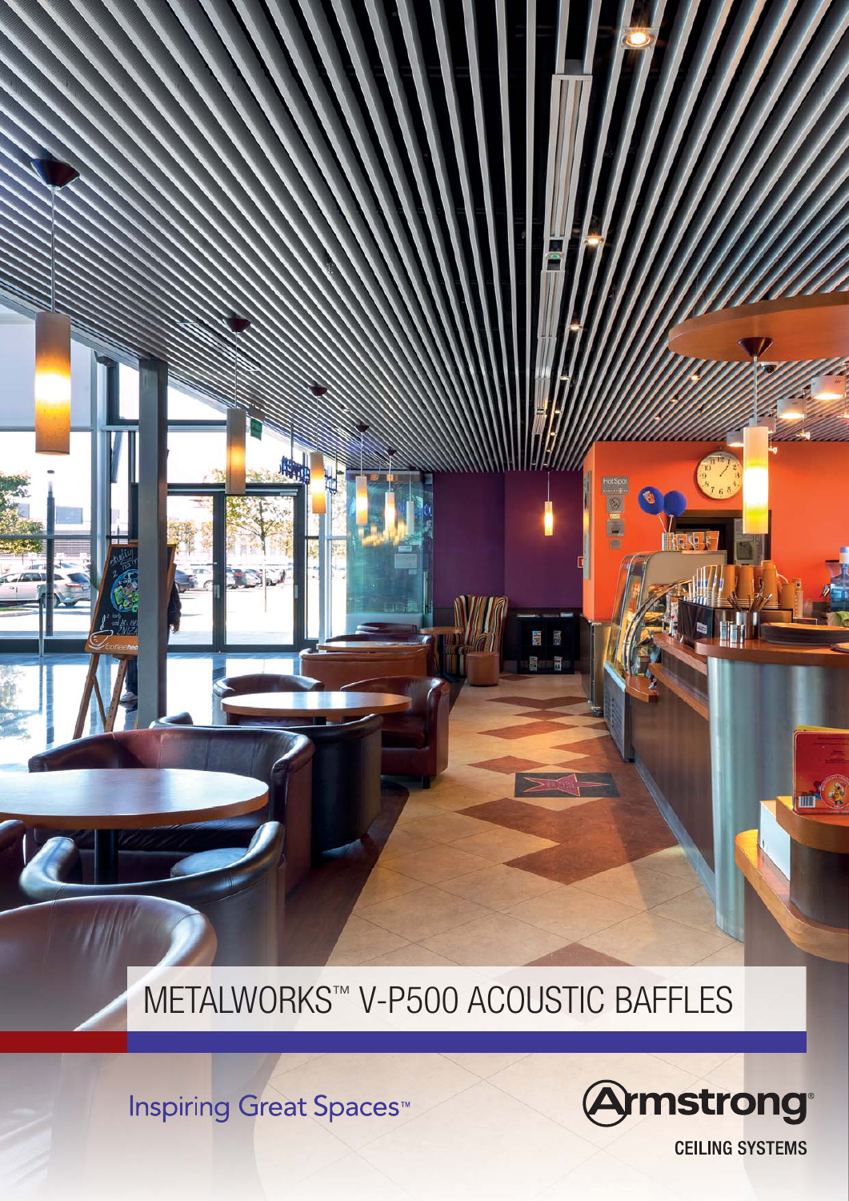# METALWORKS™ V-P500 ACOUSTIC BAFFLES

Inspiring Great Spaces™

Armstrong®

CEILING SYSTEMS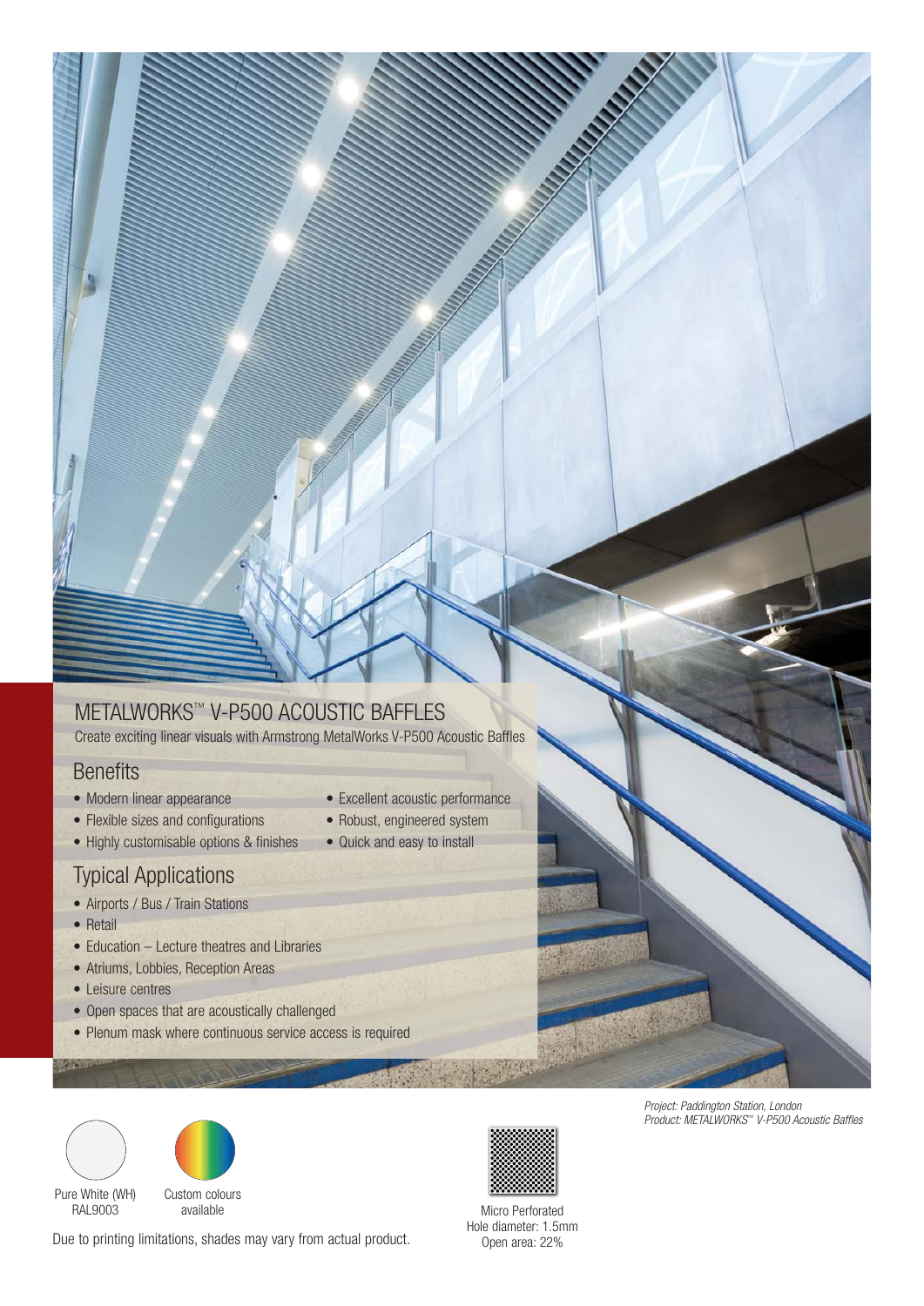# METALWORKS™ V-P500 ACOUSTIC BAFFLES

Create exciting linear visuals with Armstrong MetalWorks V-P500 Acoustic Baffles

## Benefits

- Modern linear appearance
- Flexible sizes and configurations
- Highly customisable options & finishes
- Excellent acoustic performance
- Robust, engineered system
- Quick and easy to install

## Typical Applications

- Airports / Bus / Train Stations
- Retail
- Education – Lecture theatres and Libraries
- Atriums, Lobbies, Reception Areas
- Leisure centres
- Open spaces that are acoustically challenged
- Plenum mask where continuous service access is required

*Project: Paddington Station, London*
*Product: METALWORKS™ V-P500 Acoustic Baffles*

Pure White (WH)
RAL9003

Custom colours
available

Micro Perforated
Hole diameter: 1.5mm
Open area: 22%

Due to printing limitations, shades may vary from actual product.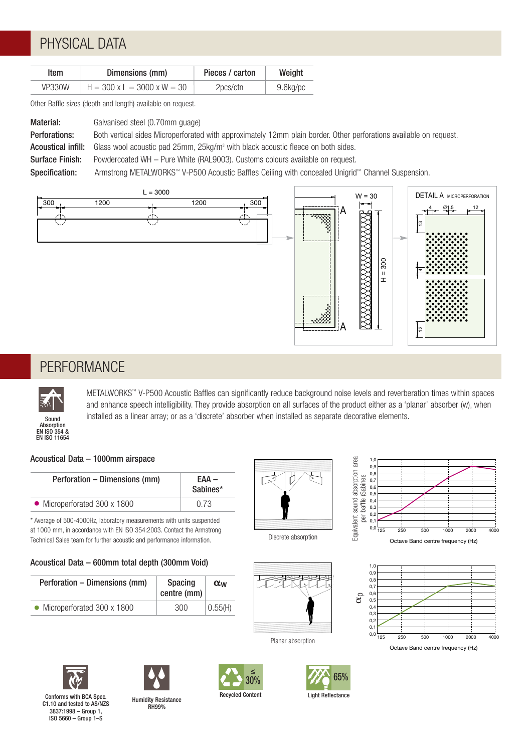## PHYSICAL DATA

| Item | Dimensions (mm) | Pieces / carton | Weight |
|---|---|---|---|
| VP330W | H = 300 x L = 3000 x W = 30 | 2pcs/ctn | 9.6kg/pc |

Other Baffle sizes (depth and length) available on request.

**Material:** Galvanised steel (0.70mm guage)

**Perforations:** Both vertical sides Microperforated with approximately 12mm plain border. Other perforations available on request.

**Acoustical infill:** Glass wool acoustic pad 25mm, 25kg/m³ with black acoustic fleece on both sides.

**Surface Finish:** Powdercoated WH – Pure White (RAL9003). Customs colours available on request.

**Specification:** Armstrong METALWORKS™ V-P500 Acoustic Baffles Ceiling with concealed Unigrid™ Channel Suspension.

L = 3000; 300 | 1200 | 1200 | 300 — W = 30 — H = 300 — DETAIL A MICROPERFORATION (4, Ø1.5, 12, 13, 4, 12)

## PERFORMANCE

Sound Absorption EN ISO 354 & EN ISO 11654

METALWORKS™ V-P500 Acoustic Baffles can significantly reduce background noise levels and reverberation times within spaces and enhance speech intelligibility. They provide absorption on all surfaces of the product either as a 'planar' absorber (w), when installed as a linear array; or as a 'discrete' absorber when installed as separate decorative elements.

### Acoustical Data – 1000mm airspace

| Perforation – Dimensions (mm) | EAA – Sabines* |
|---|---|
| ● Microperforated 300 x 1800 | 0.73 |

\* Average of 500-4000Hz, laboratory measurements with units suspended at 1000 mm, in accordance with EN ISO 354:2003. Contact the Armstrong Technical Sales team for further acoustic and performance information.

Discrete absorption

Equivalent sound absorption area per baffle (Sabines) vs Octave Band centre frequency (Hz)

### Acoustical Data – 600mm total depth (300mm Void)

| Perforation – Dimensions (mm) | Spacing centre (mm) | $\alpha_w$ |
|---|---|---|
| ● Microperforated 300 x 1800 | 300 | 0.55(H) |

Planar absorption

$\alpha_p$ vs Octave Band centre frequency (Hz)

Conforms with BCA Spec. C1.10 and tested to AS/NZS 3837:1998 – Group 1, ISO 5660 – Group 1–S

Humidity Resistance RH99%

≤ 30% Recycled Content

65% Light Reflectance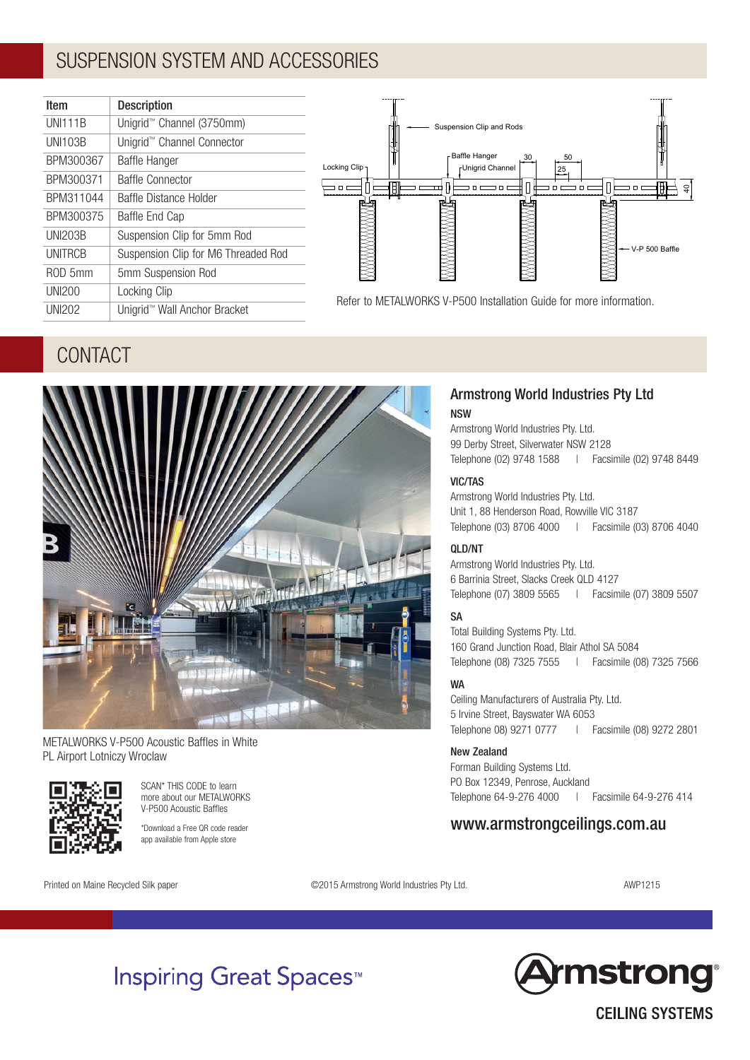## SUSPENSION SYSTEM AND ACCESSORIES

| Item | Description |
|---|---|
| UNI111B | Unigrid™ Channel (3750mm) |
| UNI103B | Unigrid™ Channel Connector |
| BPM300367 | Baffle Hanger |
| BPM300371 | Baffle Connector |
| BPM311044 | Baffle Distance Holder |
| BPM300375 | Baffle End Cap |
| UNI203B | Suspension Clip for 5mm Rod |
| UNITRCB | Suspension Clip for M6 Threaded Rod |
| ROD 5mm | 5mm Suspension Rod |
| UNI200 | Locking Clip |
| UNI202 | Unigrid™ Wall Anchor Bracket |

Suspension Clip and Rods
Locking Clip
Baffle Hanger
Unigrid Channel
30
50
25
40
V-P 500 Baffle

Refer to METALWORKS V-P500 Installation Guide for more information.

## CONTACT

METALWORKS V-P500 Acoustic Baffles in White
PL Airport Lotniczy Wroclaw

SCAN* THIS CODE to learn more about our METALWORKS V-P500 Acoustic Baffles

*Download a Free QR code reader app available from Apple store

### Armstrong World Industries Pty Ltd

**NSW**
Armstrong World Industries Pty. Ltd.
99 Derby Street, Silverwater NSW 2128
Telephone (02) 9748 1588 | Facsimile (02) 9748 8449

**VIC/TAS**
Armstrong World Industries Pty. Ltd.
Unit 1, 88 Henderson Road, Rowville VIC 3187
Telephone (03) 8706 4000 | Facsimile (03) 8706 4040

**QLD/NT**
Armstrong World Industries Pty. Ltd.
6 Barrinia Street, Slacks Creek QLD 4127
Telephone (07) 3809 5565 | Facsimile (07) 3809 5507

**SA**
Total Building Systems Pty. Ltd.
160 Grand Junction Road, Blair Athol SA 5084
Telephone (08) 7325 7555 | Facsimile (08) 7325 7566

**WA**
Ceiling Manufacturers of Australia Pty. Ltd.
5 Irvine Street, Bayswater WA 6053
Telephone 08) 9271 0777 | Facsimile (08) 9272 2801

**New Zealand**
Forman Building Systems Ltd.
PO Box 12349, Penrose, Auckland
Telephone 64-9-276 4000 | Facsimile 64-9-276 414

**www.armstrongceilings.com.au**

Printed on Maine Recycled Silk paper

©2015 Armstrong World Industries Pty Ltd.

AWP1215

Inspiring Great Spaces™

Armstrong® CEILING SYSTEMS